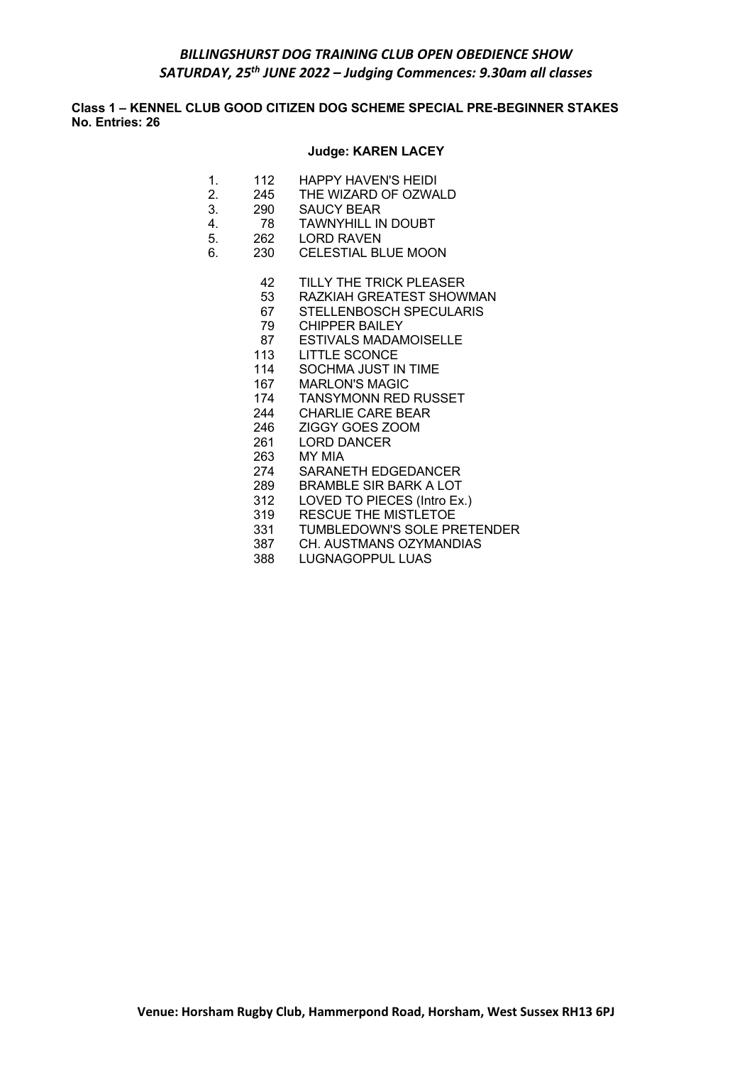# *BILLINGSHURST DOG TRAINING CLUB OPEN OBEDIENCE SHOW*
## *SATURDAY, 25th JUNE 2022 – Judging Commences: 9.30am all classes*

**Class 1 – KENNEL CLUB GOOD CITIZEN DOG SCHEME SPECIAL PRE-BEGINNER STAKES**
**No. Entries: 26**

**Judge: KAREN LACEY**

| Place | No. | Name |
|---|---|---|
| 1. | 112 | HAPPY HAVEN'S HEIDI |
| 2. | 245 | THE WIZARD OF OZWALD |
| 3. | 290 | SAUCY BEAR |
| 4. | 78 | TAWNYHILL IN DOUBT |
| 5. | 262 | LORD RAVEN |
| 6. | 230 | CELESTIAL BLUE MOON |

| No. | Name |
|---|---|
| 42 | TILLY THE TRICK PLEASER |
| 53 | RAZKIAH GREATEST SHOWMAN |
| 67 | STELLENBOSCH SPECULARIS |
| 79 | CHIPPER BAILEY |
| 87 | ESTIVALS MADAMOISELLE |
| 113 | LITTLE SCONCE |
| 114 | SOCHMA JUST IN TIME |
| 167 | MARLON'S MAGIC |
| 174 | TANSYMONN RED RUSSET |
| 244 | CHARLIE CARE BEAR |
| 246 | ZIGGY GOES ZOOM |
| 261 | LORD DANCER |
| 263 | MY MIA |
| 274 | SARANETH EDGEDANCER |
| 289 | BRAMBLE SIR BARK A LOT |
| 312 | LOVED TO PIECES (Intro Ex.) |
| 319 | RESCUE THE MISTLETOE |
| 331 | TUMBLEDOWN'S SOLE PRETENDER |
| 387 | CH. AUSTMANS OZYMANDIAS |
| 388 | LUGNAGOPPUL LUAS |

**Venue: Horsham Rugby Club, Hammerpond Road, Horsham, West Sussex RH13 6PJ**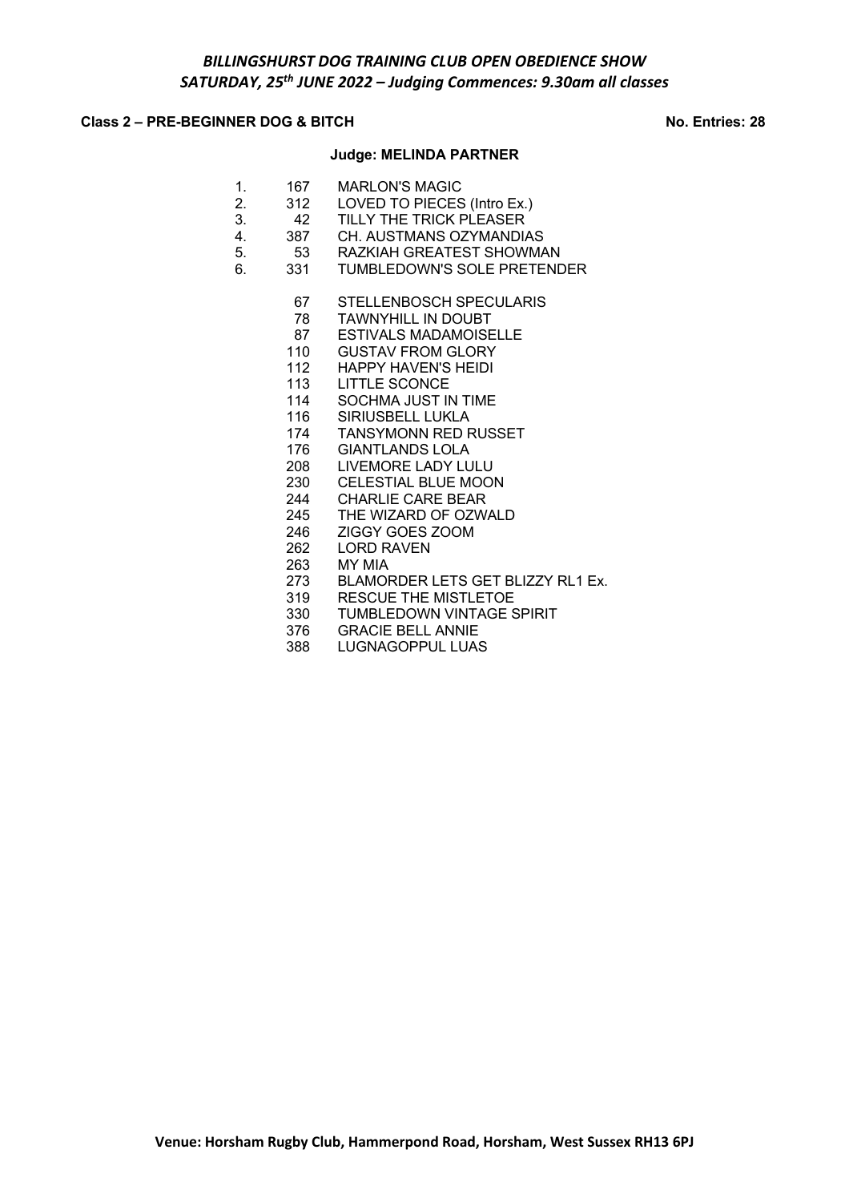# *BILLINGSHURST DOG TRAINING CLUB OPEN OBEDIENCE SHOW*
## *SATURDAY, 25th JUNE 2022 – Judging Commences: 9.30am all classes*

**Class 2 – PRE-BEGINNER DOG & BITCH** **No. Entries: 28**

**Judge: MELINDA PARTNER**

| Place | No. | Name |
|---|---|---|
| 1. | 167 | MARLON'S MAGIC |
| 2. | 312 | LOVED TO PIECES (Intro Ex.) |
| 3. | 42 | TILLY THE TRICK PLEASER |
| 4. | 387 | CH. AUSTMANS OZYMANDIAS |
| 5. | 53 | RAZKIAH GREATEST SHOWMAN |
| 6. | 331 | TUMBLEDOWN'S SOLE PRETENDER |

| No. | Name |
|---|---|
| 67 | STELLENBOSCH SPECULARIS |
| 78 | TAWNYHILL IN DOUBT |
| 87 | ESTIVALS MADAMOISELLE |
| 110 | GUSTAV FROM GLORY |
| 112 | HAPPY HAVEN'S HEIDI |
| 113 | LITTLE SCONCE |
| 114 | SOCHMA JUST IN TIME |
| 116 | SIRIUSBELL LUKLA |
| 174 | TANSYMONN RED RUSSET |
| 176 | GIANTLANDS LOLA |
| 208 | LIVEMORE LADY LULU |
| 230 | CELESTIAL BLUE MOON |
| 244 | CHARLIE CARE BEAR |
| 245 | THE WIZARD OF OZWALD |
| 246 | ZIGGY GOES ZOOM |
| 262 | LORD RAVEN |
| 263 | MY MIA |
| 273 | BLAMORDER LETS GET BLIZZY RL1 Ex. |
| 319 | RESCUE THE MISTLETOE |
| 330 | TUMBLEDOWN VINTAGE SPIRIT |
| 376 | GRACIE BELL ANNIE |
| 388 | LUGNAGOPPUL LUAS |

**Venue: Horsham Rugby Club, Hammerpond Road, Horsham, West Sussex RH13 6PJ**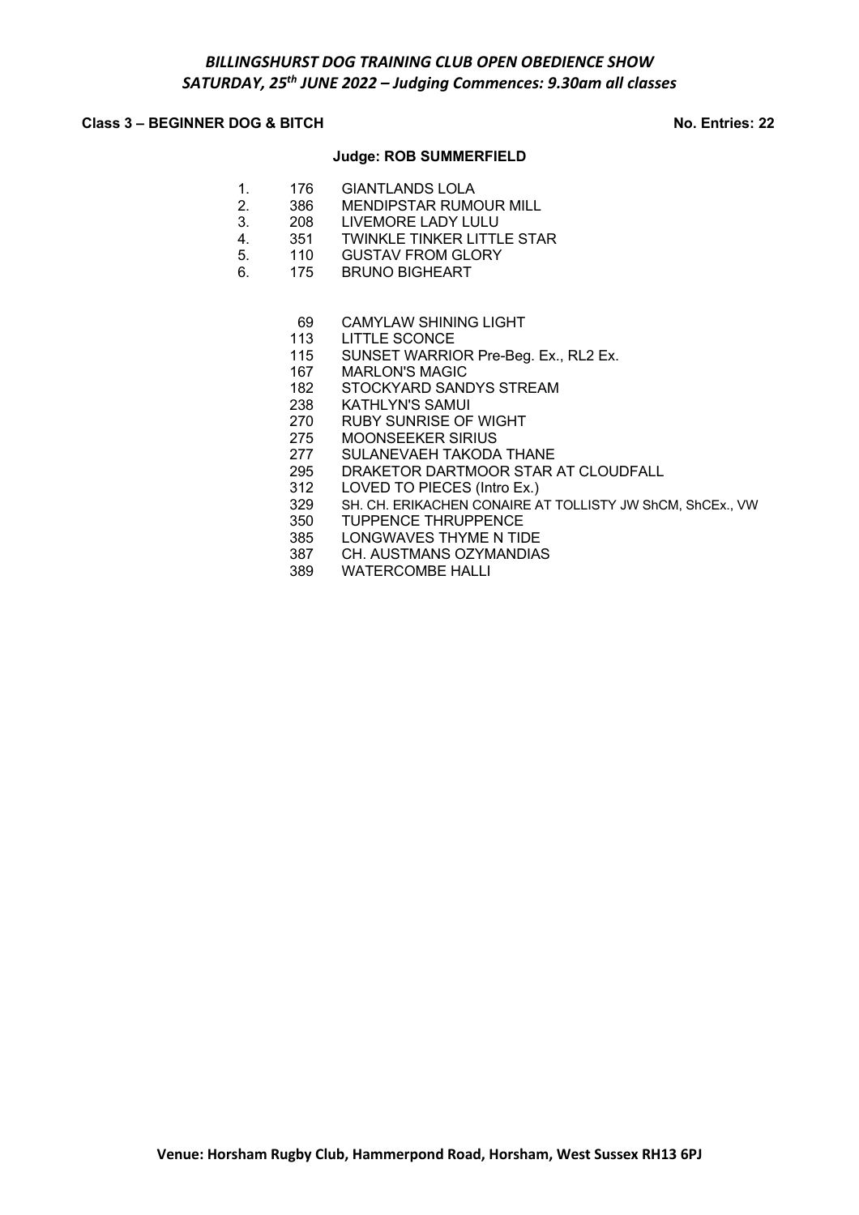*BILLINGSHURST DOG TRAINING CLUB OPEN OBEDIENCE SHOW*
*SATURDAY, 25th JUNE 2022 – Judging Commences: 9.30am all classes*

**Class 3 – BEGINNER DOG & BITCH** **No. Entries: 22**

**Judge: ROB SUMMERFIELD**

1. 176 GIANTLANDS LOLA
2. 386 MENDIPSTAR RUMOUR MILL
3. 208 LIVEMORE LADY LULU
4. 351 TWINKLE TINKER LITTLE STAR
5. 110 GUSTAV FROM GLORY
6. 175 BRUNO BIGHEART

69 CAMYLAW SHINING LIGHT
113 LITTLE SCONCE
115 SUNSET WARRIOR Pre-Beg. Ex., RL2 Ex.
167 MARLON'S MAGIC
182 STOCKYARD SANDYS STREAM
238 KATHLYN'S SAMUI
270 RUBY SUNRISE OF WIGHT
275 MOONSEEKER SIRIUS
277 SULANEVAEH TAKODA THANE
295 DRAKETOR DARTMOOR STAR AT CLOUDFALL
312 LOVED TO PIECES (Intro Ex.)
329 SH. CH. ERIKACHEN CONAIRE AT TOLLISTY JW ShCM, ShCEx., VW
350 TUPPENCE THRUPPENCE
385 LONGWAVES THYME N TIDE
387 CH. AUSTMANS OZYMANDIAS
389 WATERCOMBE HALLI

**Venue: Horsham Rugby Club, Hammerpond Road, Horsham, West Sussex RH13 6PJ**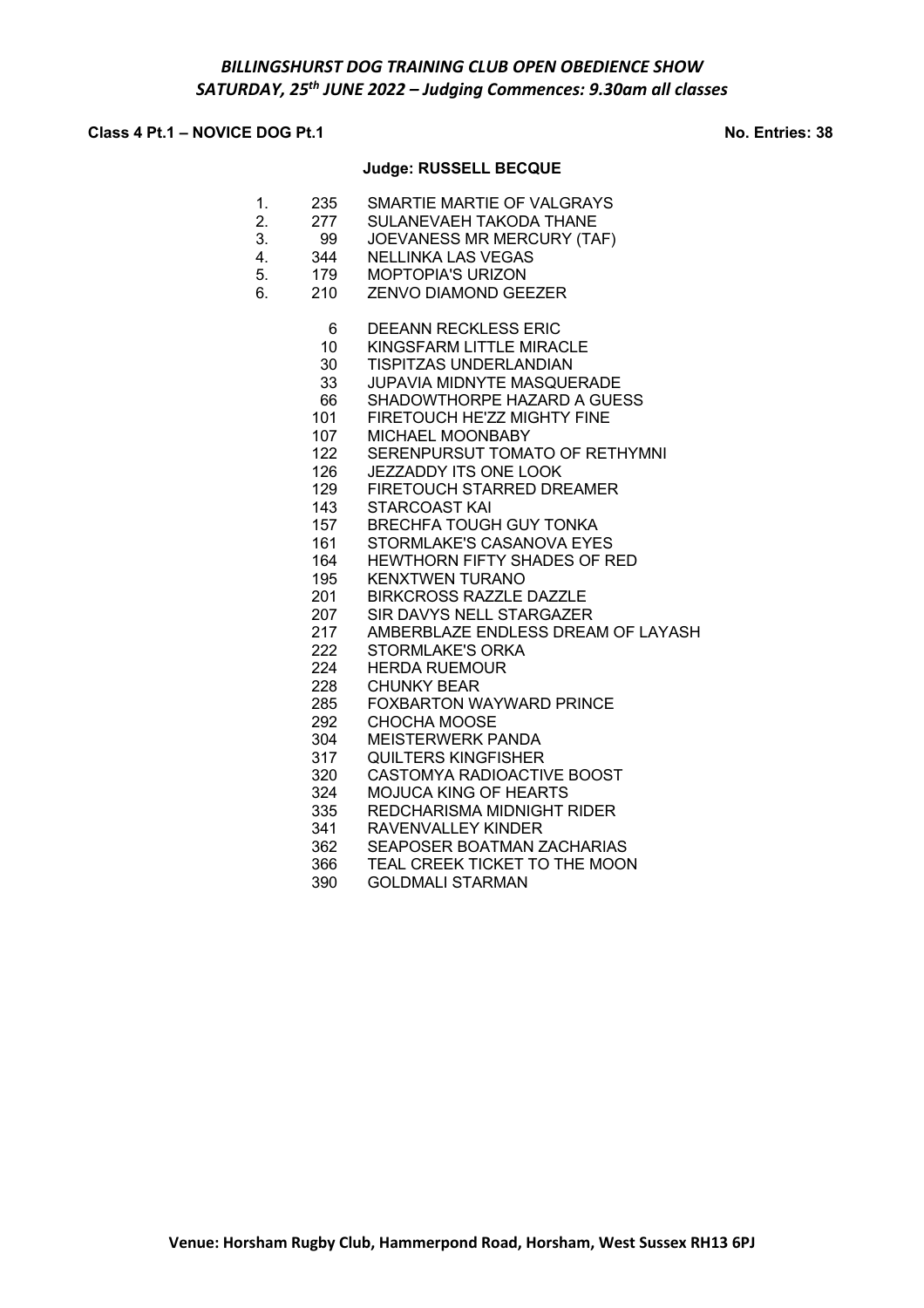*BILLINGSHURST DOG TRAINING CLUB OPEN OBEDIENCE SHOW*
*SATURDAY, 25th JUNE 2022 – Judging Commences: 9.30am all classes*

**Class 4 Pt.1 – NOVICE DOG Pt.1** **No. Entries: 38**

**Judge: RUSSELL BECQUE**

| | | |
|---|---|---|
| 1. | 235 | SMARTIE MARTIE OF VALGRAYS |
| 2. | 277 | SULANEVAEH TAKODA THANE |
| 3. | 99 | JOEVANESS MR MERCURY (TAF) |
| 4. | 344 | NELLINKA LAS VEGAS |
| 5. | 179 | MOPTOPIA'S URIZON |
| 6. | 210 | ZENVO DIAMOND GEEZER |

| | |
|---|---|
| 6 | DEEANN RECKLESS ERIC |
| 10 | KINGSFARM LITTLE MIRACLE |
| 30 | TISPITZAS UNDERLANDIAN |
| 33 | JUPAVIA MIDNYTE MASQUERADE |
| 66 | SHADOWTHORPE HAZARD A GUESS |
| 101 | FIRETOUCH HE'ZZ MIGHTY FINE |
| 107 | MICHAEL MOONBABY |
| 122 | SERENPURSUT TOMATO OF RETHYMNI |
| 126 | JEZZADDY ITS ONE LOOK |
| 129 | FIRETOUCH STARRED DREAMER |
| 143 | STARCOAST KAI |
| 157 | BRECHFA TOUGH GUY TONKA |
| 161 | STORMLAKE'S CASANOVA EYES |
| 164 | HEWTHORN FIFTY SHADES OF RED |
| 195 | KENXTWEN TURANO |
| 201 | BIRKCROSS RAZZLE DAZZLE |
| 207 | SIR DAVYS NELL STARGAZER |
| 217 | AMBERBLAZE ENDLESS DREAM OF LAYASH |
| 222 | STORMLAKE'S ORKA |
| 224 | HERDA RUEMOUR |
| 228 | CHUNKY BEAR |
| 285 | FOXBARTON WAYWARD PRINCE |
| 292 | CHOCHA MOOSE |
| 304 | MEISTERWERK PANDA |
| 317 | QUILTERS KINGFISHER |
| 320 | CASTOMYA RADIOACTIVE BOOST |
| 324 | MOJUCA KING OF HEARTS |
| 335 | REDCHARISMA MIDNIGHT RIDER |
| 341 | RAVENVALLEY KINDER |
| 362 | SEAPOSER BOATMAN ZACHARIAS |
| 366 | TEAL CREEK TICKET TO THE MOON |
| 390 | GOLDMALI STARMAN |

**Venue: Horsham Rugby Club, Hammerpond Road, Horsham, West Sussex RH13 6PJ**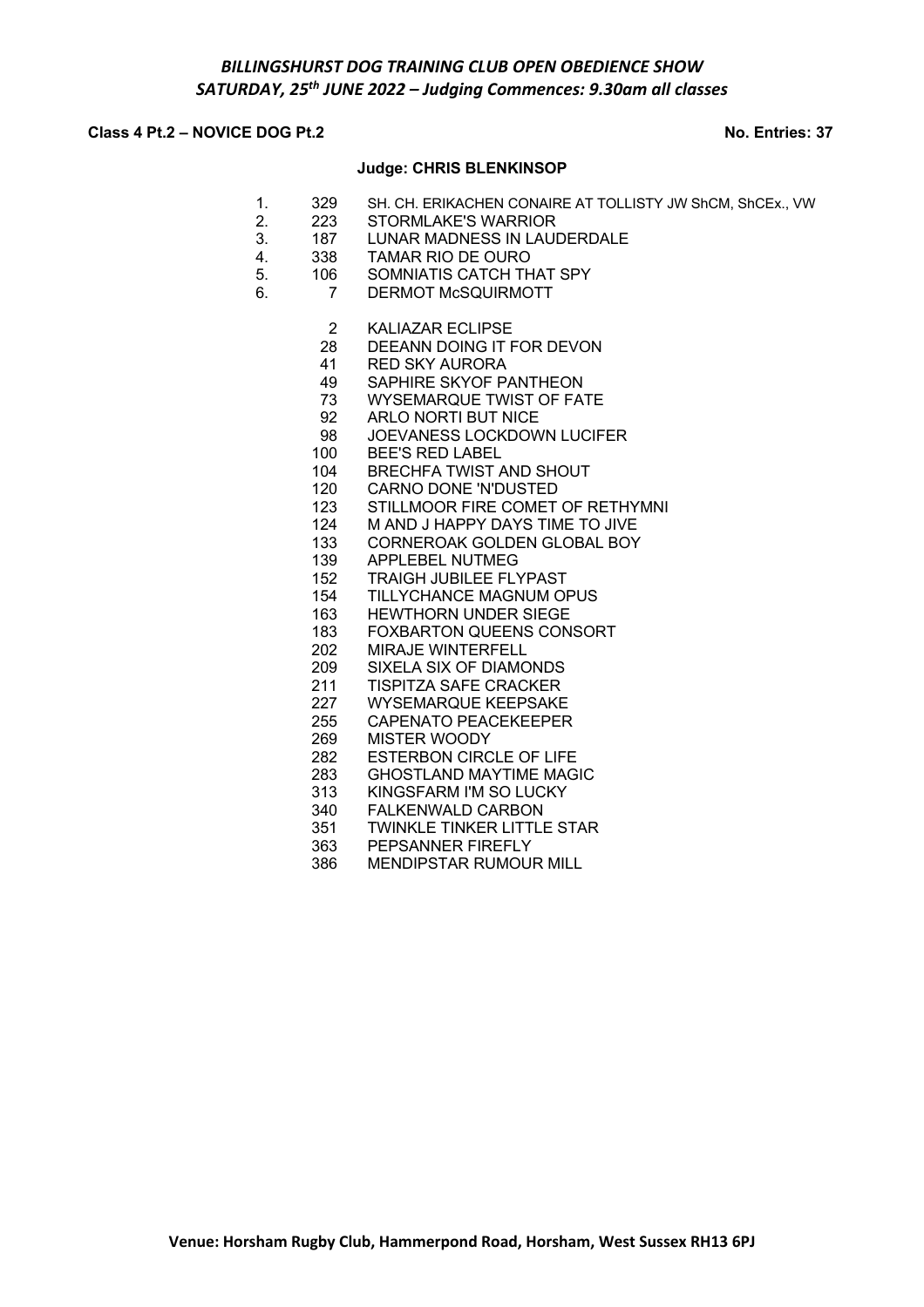## *BILLINGSHURST DOG TRAINING CLUB OPEN OBEDIENCE SHOW*
## *SATURDAY, 25th JUNE 2022 – Judging Commences: 9.30am all classes*

**Class 4 Pt.2 – NOVICE DOG Pt.2** **No. Entries: 37**

**Judge: CHRIS BLENKINSOP**

| Place | No. | Name |
|---|---|---|
| 1. | 329 | SH. CH. ERIKACHEN CONAIRE AT TOLLISTY JW ShCM, ShCEx., VW |
| 2. | 223 | STORMLAKE'S WARRIOR |
| 3. | 187 | LUNAR MADNESS IN LAUDERDALE |
| 4. | 338 | TAMAR RIO DE OURO |
| 5. | 106 | SOMNIATIS CATCH THAT SPY |
| 6. | 7 | DERMOT McSQUIRMOTT |

| No. | Name |
|---|---|
| 2 | KALIAZAR ECLIPSE |
| 28 | DEEANN DOING IT FOR DEVON |
| 41 | RED SKY AURORA |
| 49 | SAPHIRE SKYOF PANTHEON |
| 73 | WYSEMARQUE TWIST OF FATE |
| 92 | ARLO NORTI BUT NICE |
| 98 | JOEVANESS LOCKDOWN LUCIFER |
| 100 | BEE'S RED LABEL |
| 104 | BRECHFA TWIST AND SHOUT |
| 120 | CARNO DONE 'N'DUSTED |
| 123 | STILLMOOR FIRE COMET OF RETHYMNI |
| 124 | M AND J HAPPY DAYS TIME TO JIVE |
| 133 | CORNEROAK GOLDEN GLOBAL BOY |
| 139 | APPLEBEL NUTMEG |
| 152 | TRAIGH JUBILEE FLYPAST |
| 154 | TILLYCHANCE MAGNUM OPUS |
| 163 | HEWTHORN UNDER SIEGE |
| 183 | FOXBARTON QUEENS CONSORT |
| 202 | MIRAJE WINTERFELL |
| 209 | SIXELA SIX OF DIAMONDS |
| 211 | TISPITZA SAFE CRACKER |
| 227 | WYSEMARQUE KEEPSAKE |
| 255 | CAPENATO PEACEKEEPER |
| 269 | MISTER WOODY |
| 282 | ESTERBON CIRCLE OF LIFE |
| 283 | GHOSTLAND MAYTIME MAGIC |
| 313 | KINGSFARM I'M SO LUCKY |
| 340 | FALKENWALD CARBON |
| 351 | TWINKLE TINKER LITTLE STAR |
| 363 | PEPSANNER FIREFLY |
| 386 | MENDIPSTAR RUMOUR MILL |

**Venue: Horsham Rugby Club, Hammerpond Road, Horsham, West Sussex RH13 6PJ**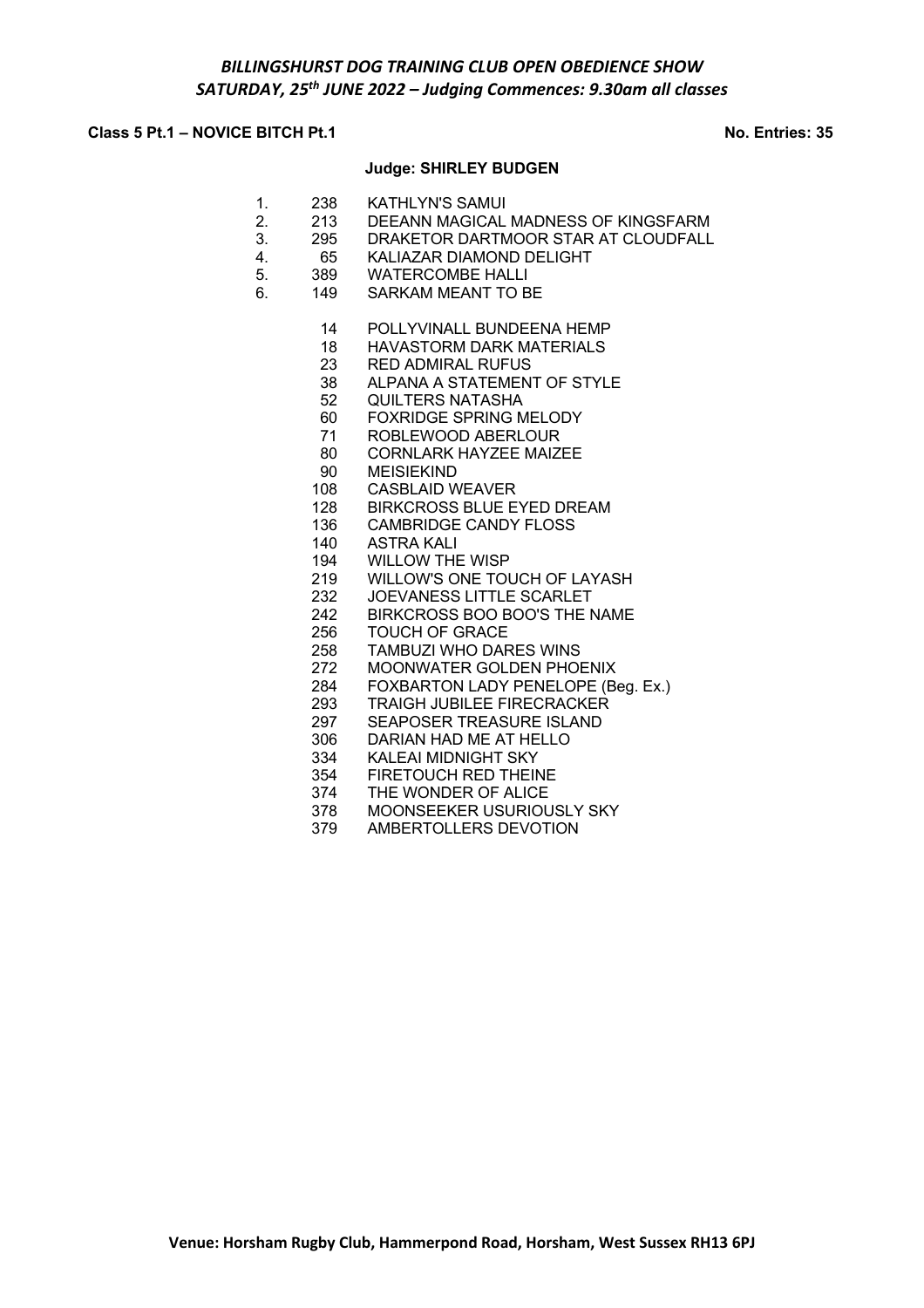# *BILLINGSHURST DOG TRAINING CLUB OPEN OBEDIENCE SHOW*
## *SATURDAY, 25th JUNE 2022 – Judging Commences: 9.30am all classes*

**Class 5 Pt.1 – NOVICE BITCH Pt.1** **No. Entries: 35**

**Judge: SHIRLEY BUDGEN**

| Place | No. | Name |
|---|---|---|
| 1. | 238 | KATHLYN'S SAMUI |
| 2. | 213 | DEEANN MAGICAL MADNESS OF KINGSFARM |
| 3. | 295 | DRAKETOR DARTMOOR STAR AT CLOUDFALL |
| 4. | 65 | KALIAZAR DIAMOND DELIGHT |
| 5. | 389 | WATERCOMBE HALLI |
| 6. | 149 | SARKAM MEANT TO BE |
| | 14 | POLLYVINALL BUNDEENA HEMP |
| | 18 | HAVASTORM DARK MATERIALS |
| | 23 | RED ADMIRAL RUFUS |
| | 38 | ALPANA A STATEMENT OF STYLE |
| | 52 | QUILTERS NATASHA |
| | 60 | FOXRIDGE SPRING MELODY |
| | 71 | ROBLEWOOD ABERLOUR |
| | 80 | CORNLARK HAYZEE MAIZEE |
| | 90 | MEISIEKIND |
| | 108 | CASBLAID WEAVER |
| | 128 | BIRKCROSS BLUE EYED DREAM |
| | 136 | CAMBRIDGE CANDY FLOSS |
| | 140 | ASTRA KALI |
| | 194 | WILLOW THE WISP |
| | 219 | WILLOW'S ONE TOUCH OF LAYASH |
| | 232 | JOEVANESS LITTLE SCARLET |
| | 242 | BIRKCROSS BOO BOO'S THE NAME |
| | 256 | TOUCH OF GRACE |
| | 258 | TAMBUZI WHO DARES WINS |
| | 272 | MOONWATER GOLDEN PHOENIX |
| | 284 | FOXBARTON LADY PENELOPE (Beg. Ex.) |
| | 293 | TRAIGH JUBILEE FIRECRACKER |
| | 297 | SEAPOSER TREASURE ISLAND |
| | 306 | DARIAN HAD ME AT HELLO |
| | 334 | KALEAI MIDNIGHT SKY |
| | 354 | FIRETOUCH RED THEINE |
| | 374 | THE WONDER OF ALICE |
| | 378 | MOONSEEKER USURIOUSLY SKY |
| | 379 | AMBERTOLLERS DEVOTION |

**Venue: Horsham Rugby Club, Hammerpond Road, Horsham, West Sussex RH13 6PJ**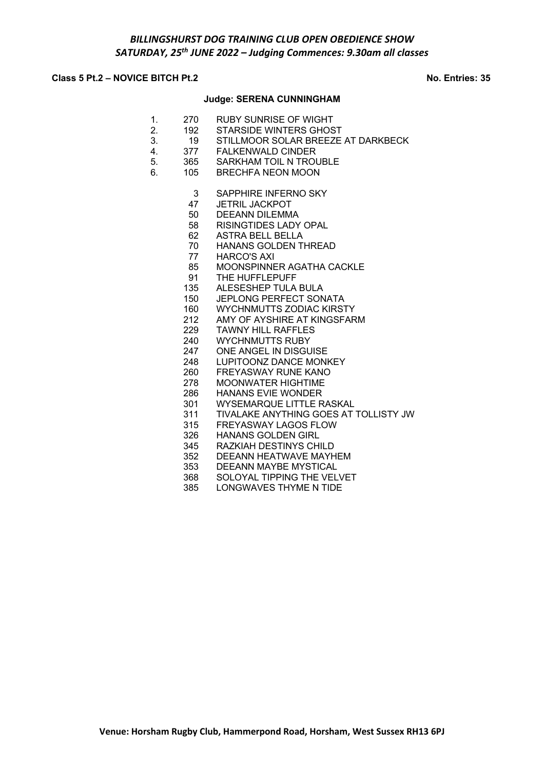## *BILLINGSHURST DOG TRAINING CLUB OPEN OBEDIENCE SHOW*
## *SATURDAY, 25th JUNE 2022 – Judging Commences: 9.30am all classes*

**Class 5 Pt.2 – NOVICE BITCH Pt.2** **No. Entries: 35**

**Judge: SERENA CUNNINGHAM**

| Place | No. | Name |
|---|---|---|
| 1. | 270 | RUBY SUNRISE OF WIGHT |
| 2. | 192 | STARSIDE WINTERS GHOST |
| 3. | 19 | STILLMOOR SOLAR BREEZE AT DARKBECK |
| 4. | 377 | FALKENWALD CINDER |
| 5. | 365 | SARKHAM TOIL N TROUBLE |
| 6. | 105 | BRECHFA NEON MOON |

| No. | Name |
|---|---|
| 3 | SAPPHIRE INFERNO SKY |
| 47 | JETRIL JACKPOT |
| 50 | DEEANN DILEMMA |
| 58 | RISINGTIDES LADY OPAL |
| 62 | ASTRA BELL BELLA |
| 70 | HANANS GOLDEN THREAD |
| 77 | HARCO'S AXI |
| 85 | MOONSPINNER AGATHA CACKLE |
| 91 | THE HUFFLEPUFF |
| 135 | ALESESHEP TULA BULA |
| 150 | JEPLONG PERFECT SONATA |
| 160 | WYCHNMUTTS ZODIAC KIRSTY |
| 212 | AMY OF AYSHIRE AT KINGSFARM |
| 229 | TAWNY HILL RAFFLES |
| 240 | WYCHNMUTTS RUBY |
| 247 | ONE ANGEL IN DISGUISE |
| 248 | LUPITOONZ DANCE MONKEY |
| 260 | FREYASWAY RUNE KANO |
| 278 | MOONWATER HIGHTIME |
| 286 | HANANS EVIE WONDER |
| 301 | WYSEMARQUE LITTLE RASKAL |
| 311 | TIVALAKE ANYTHING GOES AT TOLLISTY JW |
| 315 | FREYASWAY LAGOS FLOW |
| 326 | HANANS GOLDEN GIRL |
| 345 | RAZKIAH DESTINYS CHILD |
| 352 | DEEANN HEATWAVE MAYHEM |
| 353 | DEEANN MAYBE MYSTICAL |
| 368 | SOLOYAL TIPPING THE VELVET |
| 385 | LONGWAVES THYME N TIDE |

**Venue: Horsham Rugby Club, Hammerpond Road, Horsham, West Sussex RH13 6PJ**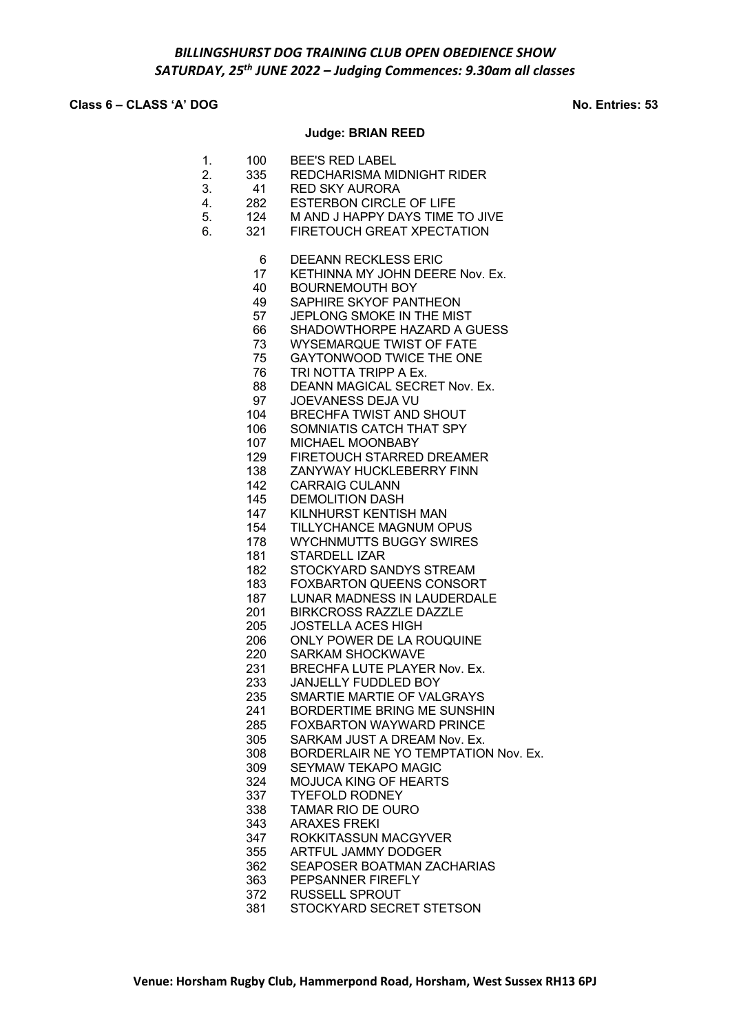***BILLINGSHURST DOG TRAINING CLUB OPEN OBEDIENCE SHOW***
***SATURDAY, 25th JUNE 2022 – Judging Commences: 9.30am all classes***

**Class 6 – CLASS 'A' DOG** **No. Entries: 53**

**Judge: BRIAN REED**

| | | |
|---|---|---|
| 1. | 100 | BEE'S RED LABEL |
| 2. | 335 | REDCHARISMA MIDNIGHT RIDER |
| 3. | 41 | RED SKY AURORA |
| 4. | 282 | ESTERBON CIRCLE OF LIFE |
| 5. | 124 | M AND J HAPPY DAYS TIME TO JIVE |
| 6. | 321 | FIRETOUCH GREAT XPECTATION |

| | |
|---|---|
| 6 | DEEANN RECKLESS ERIC |
| 17 | KETHINNA MY JOHN DEERE Nov. Ex. |
| 40 | BOURNEMOUTH BOY |
| 49 | SAPHIRE SKYOF PANTHEON |
| 57 | JEPLONG SMOKE IN THE MIST |
| 66 | SHADOWTHORPE HAZARD A GUESS |
| 73 | WYSEMARQUE TWIST OF FATE |
| 75 | GAYTONWOOD TWICE THE ONE |
| 76 | TRI NOTTA TRIPP A Ex. |
| 88 | DEANN MAGICAL SECRET Nov. Ex. |
| 97 | JOEVANESS DEJA VU |
| 104 | BRECHFA TWIST AND SHOUT |
| 106 | SOMNIATIS CATCH THAT SPY |
| 107 | MICHAEL MOONBABY |
| 129 | FIRETOUCH STARRED DREAMER |
| 138 | ZANYWAY HUCKLEBERRY FINN |
| 142 | CARRAIG CULANN |
| 145 | DEMOLITION DASH |
| 147 | KILNHURST KENTISH MAN |
| 154 | TILLYCHANCE MAGNUM OPUS |
| 178 | WYCHNMUTTS BUGGY SWIRES |
| 181 | STARDELL IZAR |
| 182 | STOCKYARD SANDYS STREAM |
| 183 | FOXBARTON QUEENS CONSORT |
| 187 | LUNAR MADNESS IN LAUDERDALE |
| 201 | BIRKCROSS RAZZLE DAZZLE |
| 205 | JOSTELLA ACES HIGH |
| 206 | ONLY POWER DE LA ROUQUINE |
| 220 | SARKAM SHOCKWAVE |
| 231 | BRECHFA LUTE PLAYER Nov. Ex. |
| 233 | JANJELLY FUDDLED BOY |
| 235 | SMARTIE MARTIE OF VALGRAYS |
| 241 | BORDERTIME BRING ME SUNSHIN |
| 285 | FOXBARTON WAYWARD PRINCE |
| 305 | SARKAM JUST A DREAM Nov. Ex. |
| 308 | BORDERLAIR NE YO TEMPTATION Nov. Ex. |
| 309 | SEYMAW TEKAPO MAGIC |
| 324 | MOJUCA KING OF HEARTS |
| 337 | TYEFOLD RODNEY |
| 338 | TAMAR RIO DE OURO |
| 343 | ARAXES FREKI |
| 347 | ROKKITASSUN MACGYVER |
| 355 | ARTFUL JAMMY DODGER |
| 362 | SEAPOSER BOATMAN ZACHARIAS |
| 363 | PEPSANNER FIREFLY |
| 372 | RUSSELL SPROUT |
| 381 | STOCKYARD SECRET STETSON |

**Venue: Horsham Rugby Club, Hammerpond Road, Horsham, West Sussex RH13 6PJ**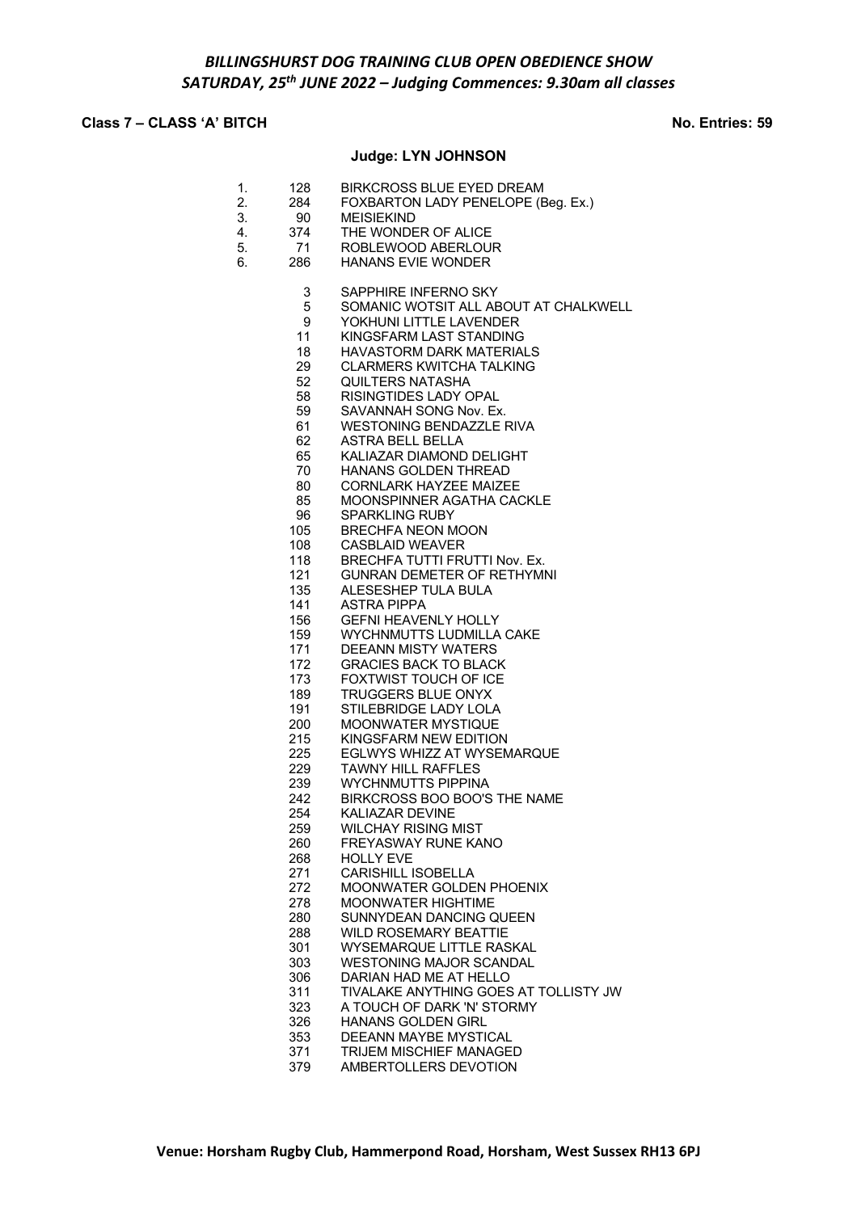## *BILLINGSHURST DOG TRAINING CLUB OPEN OBEDIENCE SHOW*
## *SATURDAY, 25th JUNE 2022 – Judging Commences: 9.30am all classes*

**Class 7 – CLASS 'A' BITCH** **No. Entries: 59**

**Judge: LYN JOHNSON**

| Place | No. | Name |
|---|---|---|
| 1. | 128 | BIRKCROSS BLUE EYED DREAM |
| 2. | 284 | FOXBARTON LADY PENELOPE (Beg. Ex.) |
| 3. | 90 | MEISIEKIND |
| 4. | 374 | THE WONDER OF ALICE |
| 5. | 71 | ROBLEWOOD ABERLOUR |
| 6. | 286 | HANANS EVIE WONDER |

| No. | Name |
|---|---|
| 3 | SAPPHIRE INFERNO SKY |
| 5 | SOMANIC WOTSIT ALL ABOUT AT CHALKWELL |
| 9 | YOKHUNI LITTLE LAVENDER |
| 11 | KINGSFARM LAST STANDING |
| 18 | HAVASTORM DARK MATERIALS |
| 29 | CLARMERS KWITCHA TALKING |
| 52 | QUILTERS NATASHA |
| 58 | RISINGTIDES LADY OPAL |
| 59 | SAVANNAH SONG Nov. Ex. |
| 61 | WESTONING BENDAZZLE RIVA |
| 62 | ASTRA BELL BELLA |
| 65 | KALIAZAR DIAMOND DELIGHT |
| 70 | HANANS GOLDEN THREAD |
| 80 | CORNLARK HAYZEE MAIZEE |
| 85 | MOONSPINNER AGATHA CACKLE |
| 96 | SPARKLING RUBY |
| 105 | BRECHFA NEON MOON |
| 108 | CASBLAID WEAVER |
| 118 | BRECHFA TUTTI FRUTTI Nov. Ex. |
| 121 | GUNRAN DEMETER OF RETHYMNI |
| 135 | ALESESHEP TULA BULA |
| 141 | ASTRA PIPPA |
| 156 | GEFNI HEAVENLY HOLLY |
| 159 | WYCHNMUTTS LUDMILLA CAKE |
| 171 | DEEANN MISTY WATERS |
| 172 | GRACIES BACK TO BLACK |
| 173 | FOXTWIST TOUCH OF ICE |
| 189 | TRUGGERS BLUE ONYX |
| 191 | STILEBRIDGE LADY LOLA |
| 200 | MOONWATER MYSTIQUE |
| 215 | KINGSFARM NEW EDITION |
| 225 | EGLWYS WHIZZ AT WYSEMARQUE |
| 229 | TAWNY HILL RAFFLES |
| 239 | WYCHNMUTTS PIPPINA |
| 242 | BIRKCROSS BOO BOO'S THE NAME |
| 254 | KALIAZAR DEVINE |
| 259 | WILCHAY RISING MIST |
| 260 | FREYASWAY RUNE KANO |
| 268 | HOLLY EVE |
| 271 | CARISHILL ISOBELLA |
| 272 | MOONWATER GOLDEN PHOENIX |
| 278 | MOONWATER HIGHTIME |
| 280 | SUNNYDEAN DANCING QUEEN |
| 288 | WILD ROSEMARY BEATTIE |
| 301 | WYSEMARQUE LITTLE RASKAL |
| 303 | WESTONING MAJOR SCANDAL |
| 306 | DARIAN HAD ME AT HELLO |
| 311 | TIVALAKE ANYTHING GOES AT TOLLISTY JW |
| 323 | A TOUCH OF DARK 'N' STORMY |
| 326 | HANANS GOLDEN GIRL |
| 353 | DEEANN MAYBE MYSTICAL |
| 371 | TRIJEM MISCHIEF MANAGED |
| 379 | AMBERTOLLERS DEVOTION |

**Venue: Horsham Rugby Club, Hammerpond Road, Horsham, West Sussex RH13 6PJ**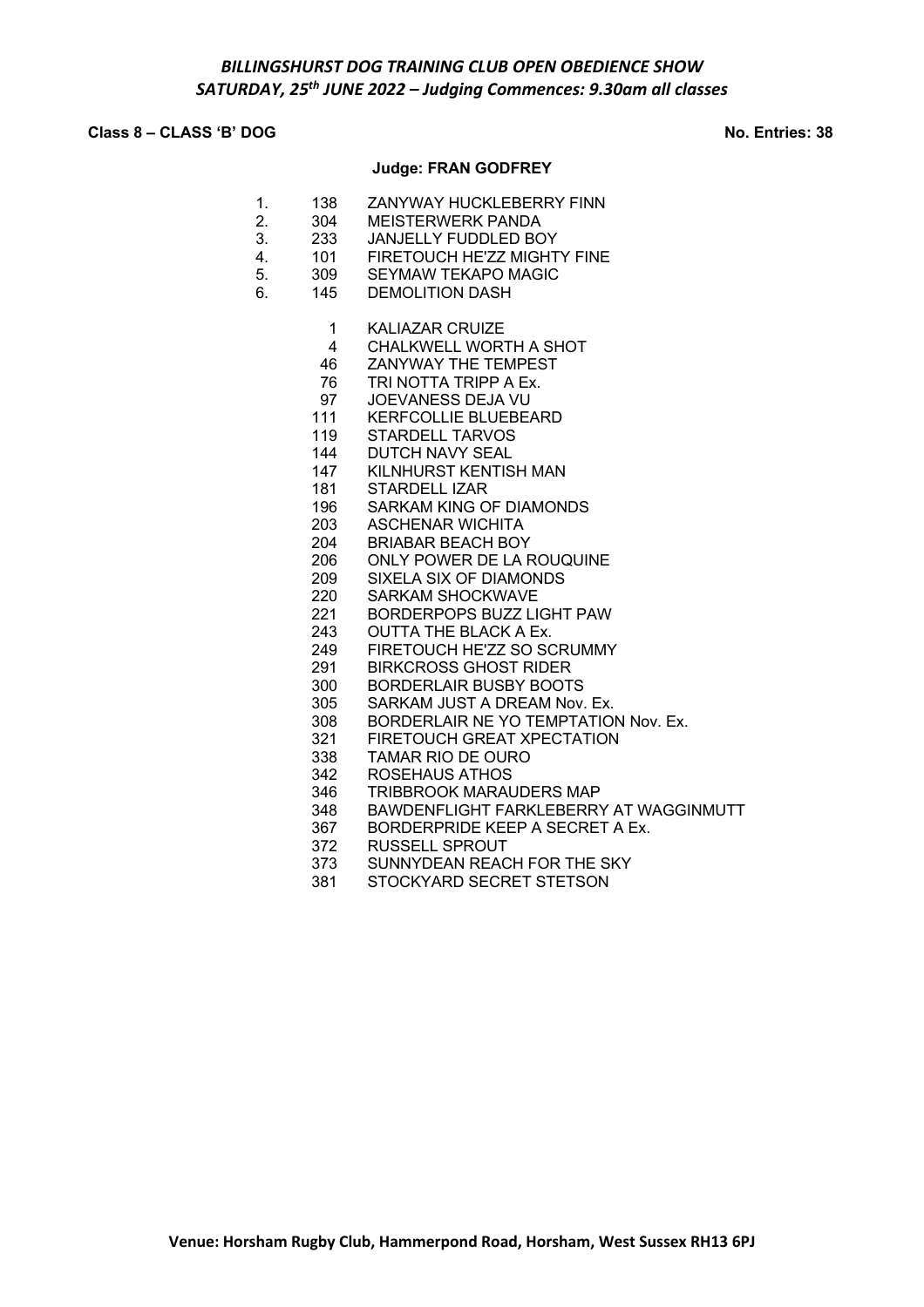*BILLINGSHURST DOG TRAINING CLUB OPEN OBEDIENCE SHOW*
*SATURDAY, 25th JUNE 2022 – Judging Commences: 9.30am all classes*

**Class 8 – CLASS 'B' DOG** **No. Entries: 38**

**Judge: FRAN GODFREY**

1. 138 ZANYWAY HUCKLEBERRY FINN
2. 304 MEISTERWERK PANDA
3. 233 JANJELLY FUDDLED BOY
4. 101 FIRETOUCH HE'ZZ MIGHTY FINE
5. 309 SEYMAW TEKAPO MAGIC
6. 145 DEMOLITION DASH

1 KALIAZAR CRUIZE
4 CHALKWELL WORTH A SHOT
46 ZANYWAY THE TEMPEST
76 TRI NOTTA TRIPP A Ex.
97 JOEVANESS DEJA VU
111 KERFCOLLIE BLUEBEARD
119 STARDELL TARVOS
144 DUTCH NAVY SEAL
147 KILNHURST KENTISH MAN
181 STARDELL IZAR
196 SARKAM KING OF DIAMONDS
203 ASCHENAR WICHITA
204 BRIABAR BEACH BOY
206 ONLY POWER DE LA ROUQUINE
209 SIXELA SIX OF DIAMONDS
220 SARKAM SHOCKWAVE
221 BORDERPOPS BUZZ LIGHT PAW
243 OUTTA THE BLACK A Ex.
249 FIRETOUCH HE'ZZ SO SCRUMMY
291 BIRKCROSS GHOST RIDER
300 BORDERLAIR BUSBY BOOTS
305 SARKAM JUST A DREAM Nov. Ex.
308 BORDERLAIR NE YO TEMPTATION Nov. Ex.
321 FIRETOUCH GREAT XPECTATION
338 TAMAR RIO DE OURO
342 ROSEHAUS ATHOS
346 TRIBBROOK MARAUDERS MAP
348 BAWDENFLIGHT FARKLEBERRY AT WAGGINMUTT
367 BORDERPRIDE KEEP A SECRET A Ex.
372 RUSSELL SPROUT
373 SUNNYDEAN REACH FOR THE SKY
381 STOCKYARD SECRET STETSON

**Venue: Horsham Rugby Club, Hammerpond Road, Horsham, West Sussex RH13 6PJ**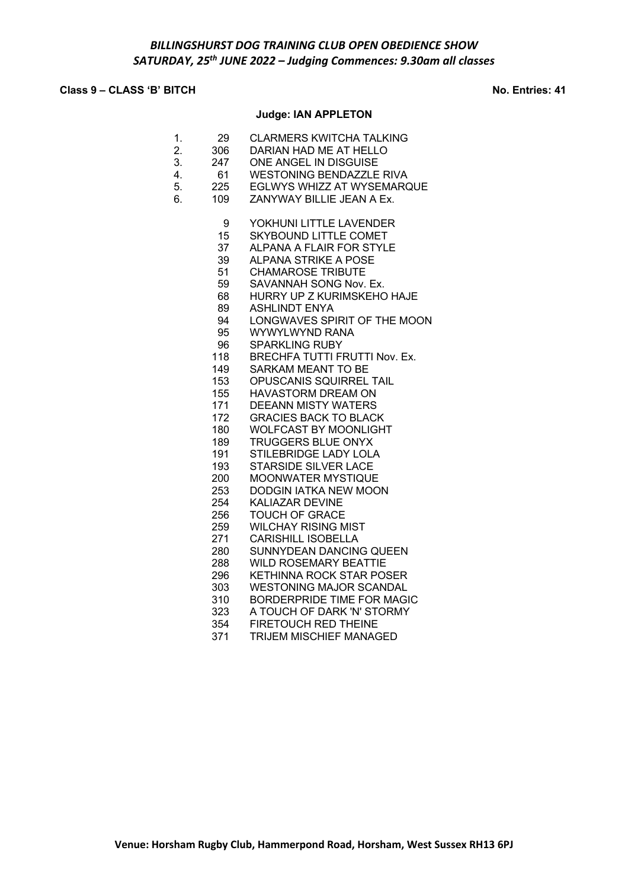***BILLINGSHURST DOG TRAINING CLUB OPEN OBEDIENCE SHOW***
***SATURDAY, 25th JUNE 2022 – Judging Commences: 9.30am all classes***

**Class 9 – CLASS 'B' BITCH** **No. Entries: 41**

**Judge: IAN APPLETON**

| | | |
|---|---|---|
| 1. | 29 | CLARMERS KWITCHA TALKING |
| 2. | 306 | DARIAN HAD ME AT HELLO |
| 3. | 247 | ONE ANGEL IN DISGUISE |
| 4. | 61 | WESTONING BENDAZZLE RIVA |
| 5. | 225 | EGLWYS WHIZZ AT WYSEMARQUE |
| 6. | 109 | ZANYWAY BILLIE JEAN A Ex. |
| | 9 | YOKHUNI LITTLE LAVENDER |
| | 15 | SKYBOUND LITTLE COMET |
| | 37 | ALPANA A FLAIR FOR STYLE |
| | 39 | ALPANA STRIKE A POSE |
| | 51 | CHAMAROSE TRIBUTE |
| | 59 | SAVANNAH SONG Nov. Ex. |
| | 68 | HURRY UP Z KURIMSKEHO HAJE |
| | 89 | ASHLINDT ENYA |
| | 94 | LONGWAVES SPIRIT OF THE MOON |
| | 95 | WYWYLWYND RANA |
| | 96 | SPARKLING RUBY |
| | 118 | BRECHFA TUTTI FRUTTI Nov. Ex. |
| | 149 | SARKAM MEANT TO BE |
| | 153 | OPUSCANIS SQUIRREL TAIL |
| | 155 | HAVASTORM DREAM ON |
| | 171 | DEEANN MISTY WATERS |
| | 172 | GRACIES BACK TO BLACK |
| | 180 | WOLFCAST BY MOONLIGHT |
| | 189 | TRUGGERS BLUE ONYX |
| | 191 | STILEBRIDGE LADY LOLA |
| | 193 | STARSIDE SILVER LACE |
| | 200 | MOONWATER MYSTIQUE |
| | 253 | DODGIN IATKA NEW MOON |
| | 254 | KALIAZAR DEVINE |
| | 256 | TOUCH OF GRACE |
| | 259 | WILCHAY RISING MIST |
| | 271 | CARISHILL ISOBELLA |
| | 280 | SUNNYDEAN DANCING QUEEN |
| | 288 | WILD ROSEMARY BEATTIE |
| | 296 | KETHINNA ROCK STAR POSER |
| | 303 | WESTONING MAJOR SCANDAL |
| | 310 | BORDERPRIDE TIME FOR MAGIC |
| | 323 | A TOUCH OF DARK 'N' STORMY |
| | 354 | FIRETOUCH RED THEINE |
| | 371 | TRIJEM MISCHIEF MANAGED |

**Venue: Horsham Rugby Club, Hammerpond Road, Horsham, West Sussex RH13 6PJ**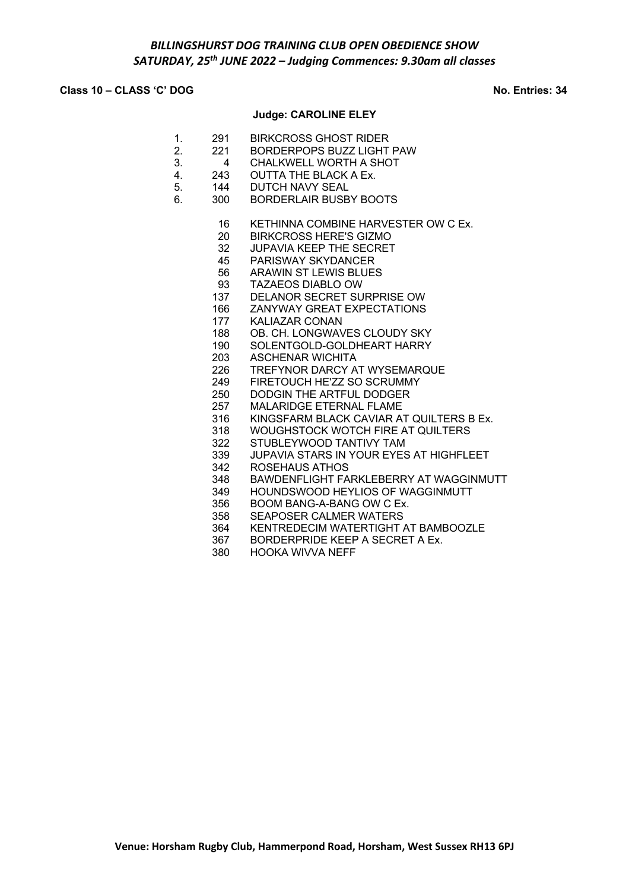*BILLINGSHURST DOG TRAINING CLUB OPEN OBEDIENCE SHOW*
*SATURDAY, 25th JUNE 2022 – Judging Commences: 9.30am all classes*

**Class 10 – CLASS 'C' DOG** **No. Entries: 34**

**Judge: CAROLINE ELEY**

| Place | No. | Name |
|---|---|---|
| 1. | 291 | BIRKCROSS GHOST RIDER |
| 2. | 221 | BORDERPOPS BUZZ LIGHT PAW |
| 3. | 4 | CHALKWELL WORTH A SHOT |
| 4. | 243 | OUTTA THE BLACK A Ex. |
| 5. | 144 | DUTCH NAVY SEAL |
| 6. | 300 | BORDERLAIR BUSBY BOOTS |

| No. | Name |
|---|---|
| 16 | KETHINNA COMBINE HARVESTER OW C Ex. |
| 20 | BIRKCROSS HERE'S GIZMO |
| 32 | JUPAVIA KEEP THE SECRET |
| 45 | PARISWAY SKYDANCER |
| 56 | ARAWIN ST LEWIS BLUES |
| 93 | TAZAEOS DIABLO OW |
| 137 | DELANOR SECRET SURPRISE OW |
| 166 | ZANYWAY GREAT EXPECTATIONS |
| 177 | KALIAZAR CONAN |
| 188 | OB. CH. LONGWAVES CLOUDY SKY |
| 190 | SOLENTGOLD-GOLDHEART HARRY |
| 203 | ASCHENAR WICHITA |
| 226 | TREFYNOR DARCY AT WYSEMARQUE |
| 249 | FIRETOUCH HE'ZZ SO SCRUMMY |
| 250 | DODGIN THE ARTFUL DODGER |
| 257 | MALARIDGE ETERNAL FLAME |
| 316 | KINGSFARM BLACK CAVIAR AT QUILTERS B Ex. |
| 318 | WOUGHSTOCK WOTCH FIRE AT QUILTERS |
| 322 | STUBLEYWOOD TANTIVY TAM |
| 339 | JUPAVIA STARS IN YOUR EYES AT HIGHFLEET |
| 342 | ROSEHAUS ATHOS |
| 348 | BAWDENFLIGHT FARKLEBERRY AT WAGGINMUTT |
| 349 | HOUNDSWOOD HEYLIOS OF WAGGINMUTT |
| 356 | BOOM BANG-A-BANG OW C Ex. |
| 358 | SEAPOSER CALMER WATERS |
| 364 | KENTREDECIM WATERTIGHT AT BAMBOOZLE |
| 367 | BORDERPRIDE KEEP A SECRET A Ex. |
| 380 | HOOKA WIVVA NEFF |

**Venue: Horsham Rugby Club, Hammerpond Road, Horsham, West Sussex RH13 6PJ**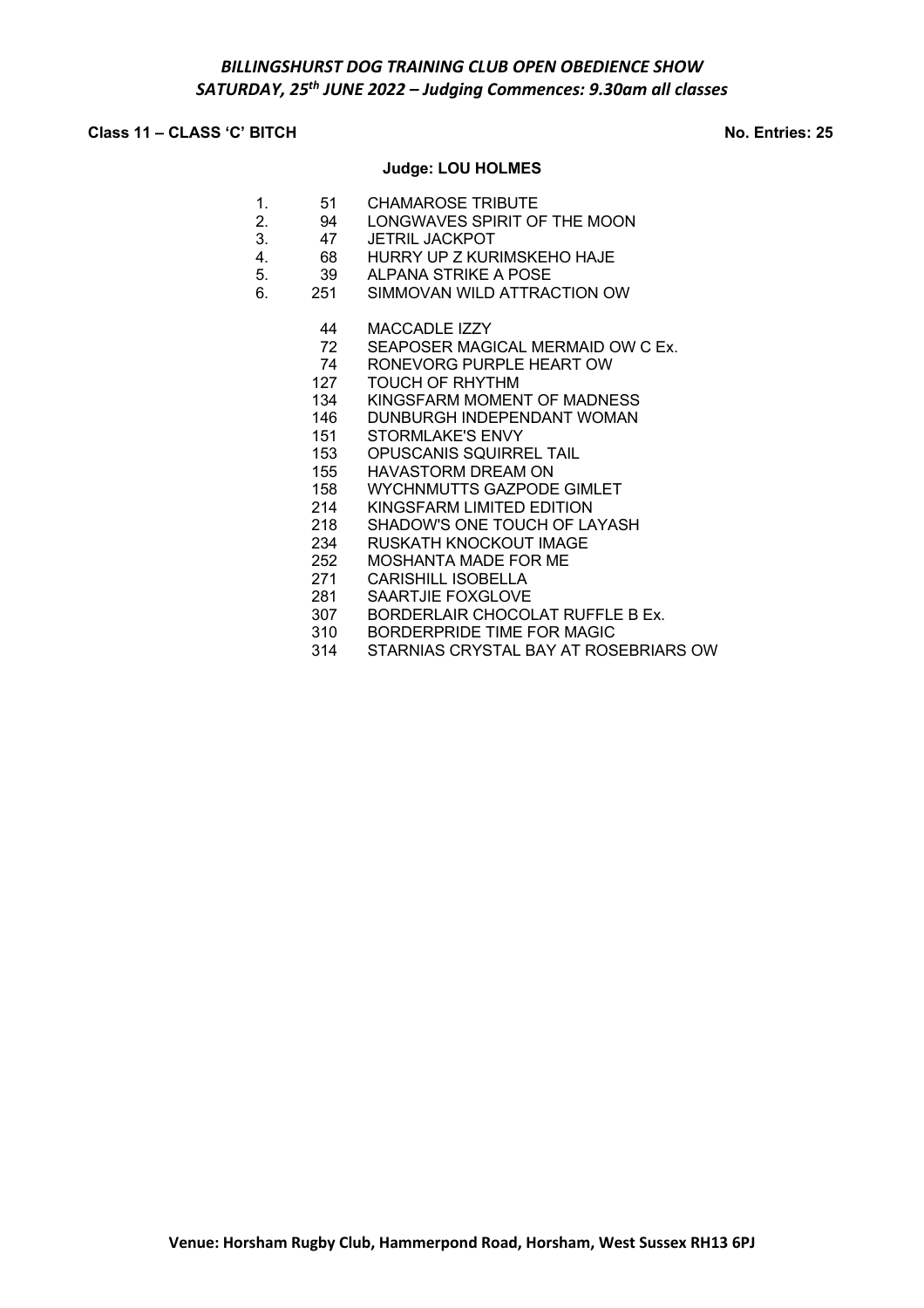## *BILLINGSHURST DOG TRAINING CLUB OPEN OBEDIENCE SHOW*
## *SATURDAY, 25th JUNE 2022 – Judging Commences: 9.30am all classes*

**Class 11 – CLASS 'C' BITCH** **No. Entries: 25**

**Judge: LOU HOLMES**

| | | |
|---|---|---|
| 1. | 51 | CHAMAROSE TRIBUTE |
| 2. | 94 | LONGWAVES SPIRIT OF THE MOON |
| 3. | 47 | JETRIL JACKPOT |
| 4. | 68 | HURRY UP Z KURIMSKEHO HAJE |
| 5. | 39 | ALPANA STRIKE A POSE |
| 6. | 251 | SIMMOVAN WILD ATTRACTION OW |
| | 44 | MACCADLE IZZY |
| | 72 | SEAPOSER MAGICAL MERMAID OW C Ex. |
| | 74 | RONEVORG PURPLE HEART OW |
| | 127 | TOUCH OF RHYTHM |
| | 134 | KINGSFARM MOMENT OF MADNESS |
| | 146 | DUNBURGH INDEPENDANT WOMAN |
| | 151 | STORMLAKE'S ENVY |
| | 153 | OPUSCANIS SQUIRREL TAIL |
| | 155 | HAVASTORM DREAM ON |
| | 158 | WYCHNMUTTS GAZPODE GIMLET |
| | 214 | KINGSFARM LIMITED EDITION |
| | 218 | SHADOW'S ONE TOUCH OF LAYASH |
| | 234 | RUSKATH KNOCKOUT IMAGE |
| | 252 | MOSHANTA MADE FOR ME |
| | 271 | CARISHILL ISOBELLA |
| | 281 | SAARTJIE FOXGLOVE |
| | 307 | BORDERLAIR CHOCOLAT RUFFLE B Ex. |
| | 310 | BORDERPRIDE TIME FOR MAGIC |
| | 314 | STARNIAS CRYSTAL BAY AT ROSEBRIARS OW |

**Venue: Horsham Rugby Club, Hammerpond Road, Horsham, West Sussex RH13 6PJ**